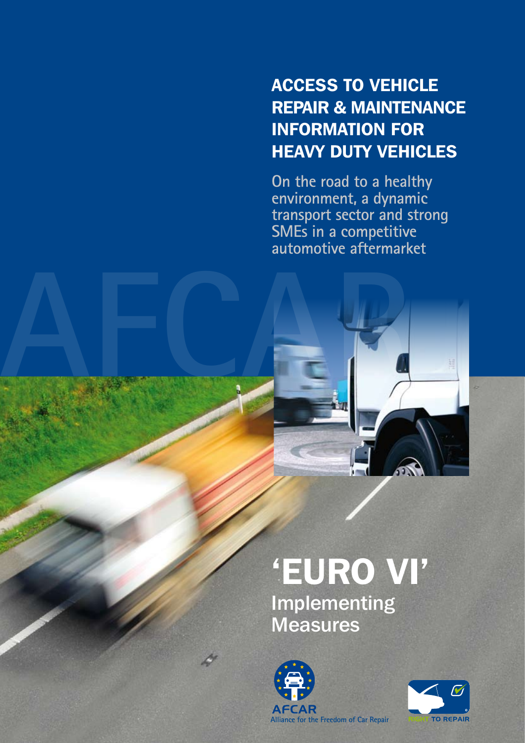# ACCESS TO VEHICLE REPAIR & MAINTENANCE INFORMATION FOR HEAVY DUTY VEHICLES

On the road to a healthy environment, a dynamic transport sector and strong SMEs in a competitive automotive aftermarket

# 'EURO VI'

## Implementing Measures

AFCAR
Alliance for the Freedom of Car Repair

RIGHT TO REPAIR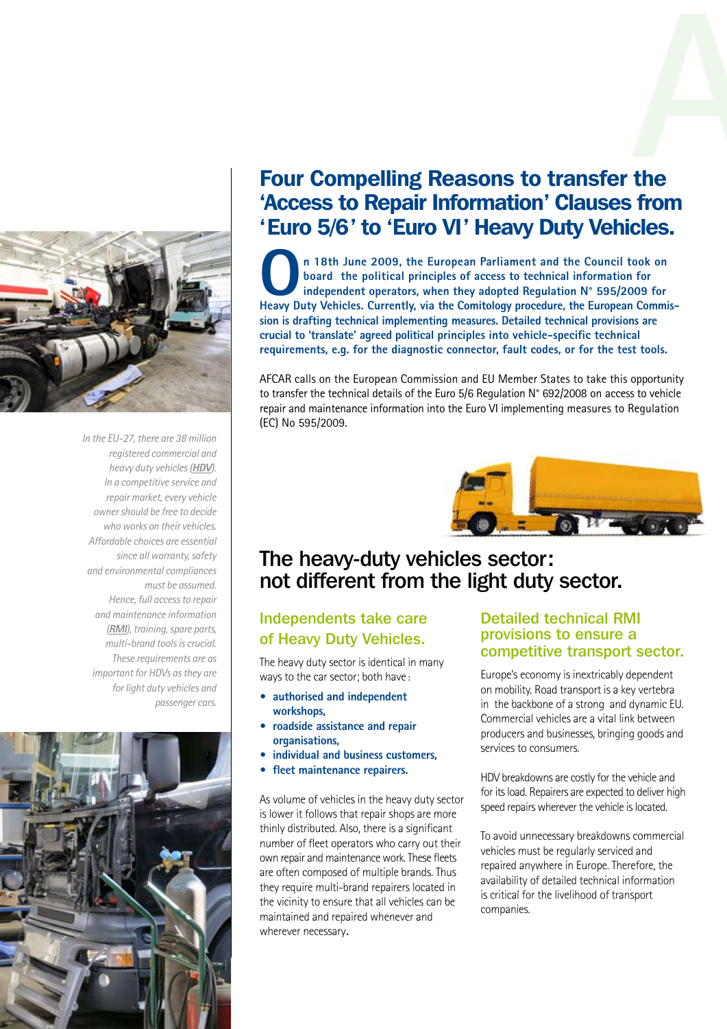# Four Compelling Reasons to transfer the 'Access to Repair Information' Clauses from 'Euro 5/6' to 'Euro VI' Heavy Duty Vehicles.

**On 18th June 2009, the European Parliament and the Council took on board the political principles of access to technical information for independent operators, when they adopted Regulation N° 595/2009 for Heavy Duty Vehicles. Currently, via the Comitology procedure, the European Commission is drafting technical implementing measures. Detailed technical provisions are crucial to 'translate' agreed political principles into vehicle-specific technical requirements, e.g. for the diagnostic connector, fault codes, or for the test tools.**

AFCAR calls on the European Commission and EU Member States to take this opportunity to transfer the technical details of the Euro 5/6 Regulation N° 692/2008 on access to vehicle repair and maintenance information into the Euro VI implementing measures to Regulation (EC) No 595/2009.

*In the EU-27, there are 38 million registered commercial and heavy duty vehicles (**HDV**). In a competitive service and repair market, every vehicle owner should be free to decide who works on their vehicles. Affordable choices are essential since all warranty, safety and environmental compliances must be assumed. Hence, full access to repair and maintenance information (**RMI**), training, spare parts, multi-brand tools is crucial. These requirements are as important for HDVs as they are for light duty vehicles and passenger cars.*

## The heavy-duty vehicles sector: not different from the light duty sector.

### Independents take care of Heavy Duty Vehicles.

The heavy duty sector is identical in many ways to the car sector; both have:

- **authorised and independent workshops,**
- **roadside assistance and repair organisations,**
- **individual and business customers,**
- **fleet maintenance repairers.**

As volume of vehicles in the heavy duty sector is lower it follows that repair shops are more thinly distributed. Also, there is a significant number of fleet operators who carry out their own repair and maintenance work. These fleets are often composed of multiple brands. Thus they require multi-brand repairers located in the vicinity to ensure that all vehicles can be maintained and repaired whenever and wherever necessary.

### Detailed technical RMI provisions to ensure a competitive transport sector.

Europe's economy is inextricably dependent on mobility. Road transport is a key vertebra in the backbone of a strong and dynamic EU. Commercial vehicles are a vital link between producers and businesses, bringing goods and services to consumers.

HDV breakdowns are costly for the vehicle and for its load. Repairers are expected to deliver high speed repairs wherever the vehicle is located.

To avoid unnecessary breakdowns commercial vehicles must be regularly serviced and repaired anywhere in Europe. Therefore, the availability of detailed technical information is critical for the livelihood of transport companies.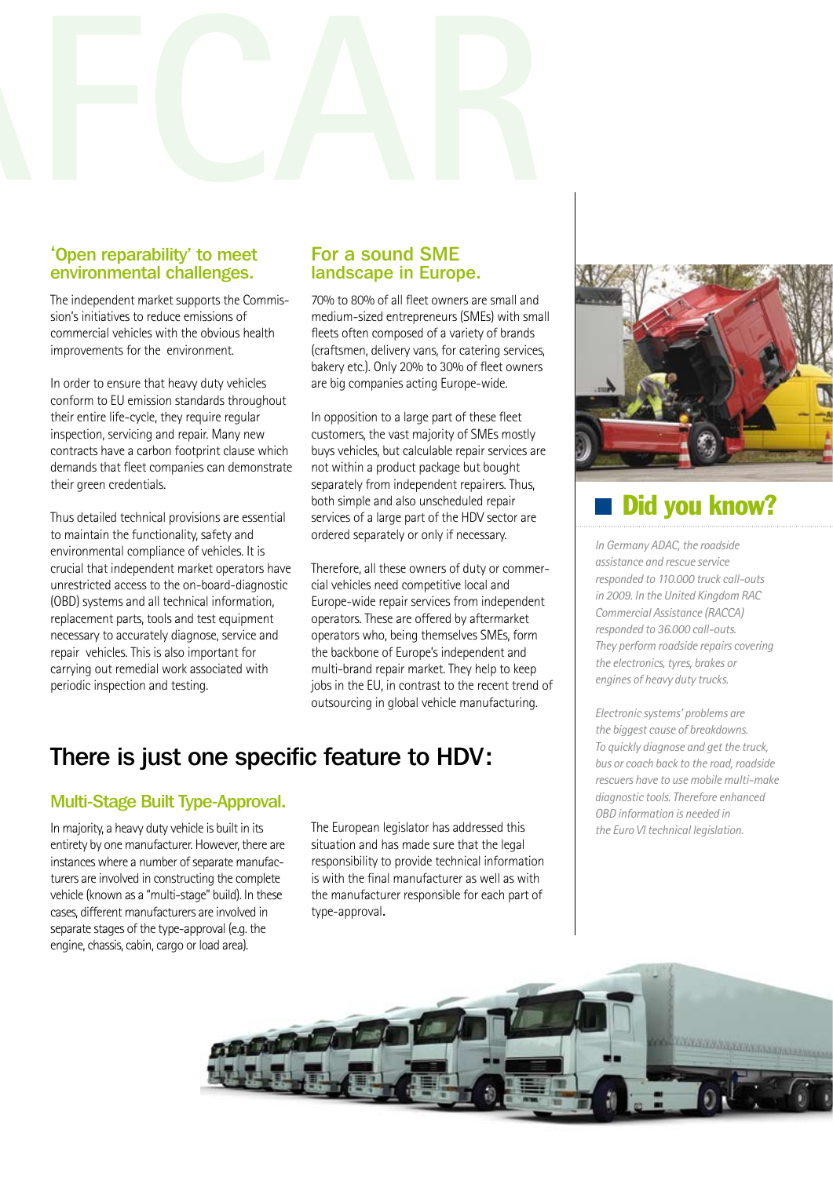## 'Open reparability' to meet environmental challenges.

The independent market supports the Commission's initiatives to reduce emissions of commercial vehicles with the obvious health improvements for the environment.

In order to ensure that heavy duty vehicles conform to EU emission standards throughout their entire life-cycle, they require regular inspection, servicing and repair. Many new contracts have a carbon footprint clause which demands that fleet companies can demonstrate their green credentials.

Thus detailed technical provisions are essential to maintain the functionality, safety and environmental compliance of vehicles. It is crucial that independent market operators have unrestricted access to the on-board-diagnostic (OBD) systems and all technical information, replacement parts, tools and test equipment necessary to accurately diagnose, service and repair vehicles. This is also important for carrying out remedial work associated with periodic inspection and testing.

## For a sound SME landscape in Europe.

70% to 80% of all fleet owners are small and medium-sized entrepreneurs (SMEs) with small fleets often composed of a variety of brands (craftsmen, delivery vans, for catering services, bakery etc.). Only 20% to 30% of fleet owners are big companies acting Europe-wide.

In opposition to a large part of these fleet customers, the vast majority of SMEs mostly buys vehicles, but calculable repair services are not within a product package but bought separately from independent repairers. Thus, both simple and also unscheduled repair services of a large part of the HDV sector are ordered separately or only if necessary.

Therefore, all these owners of duty or commercial vehicles need competitive local and Europe-wide repair services from independent operators. These are offered by aftermarket operators who, being themselves SMEs, form the backbone of Europe's independent and multi-brand repair market. They help to keep jobs in the EU, in contrast to the recent trend of outsourcing in global vehicle manufacturing.

# There is just one specific feature to HDV:

## Multi-Stage Built Type-Approval.

In majority, a heavy duty vehicle is built in its entirety by one manufacturer. However, there are instances where a number of separate manufacturers are involved in constructing the complete vehicle (known as a "multi-stage" build). In these cases, different manufacturers are involved in separate stages of the type-approval (e.g. the engine, chassis, cabin, cargo or load area).

The European legislator has addressed this situation and has made sure that the legal responsibility to provide technical information is with the final manufacturer as well as with the manufacturer responsible for each part of type-approval.

## Did you know?

*In Germany ADAC, the roadside assistance and rescue service responded to 110.000 truck call-outs in 2009. In the United Kingdom RAC Commercial Assistance (RACCA) responded to 36.000 call-outs. They perform roadside repairs covering the electronics, tyres, brakes or engines of heavy duty trucks.*

*Electronic systems' problems are the biggest cause of breakdowns. To quickly diagnose and get the truck, bus or coach back to the road, roadside rescuers have to use mobile multi-make diagnostic tools. Therefore enhanced OBD information is needed in the Euro VI technical legislation.*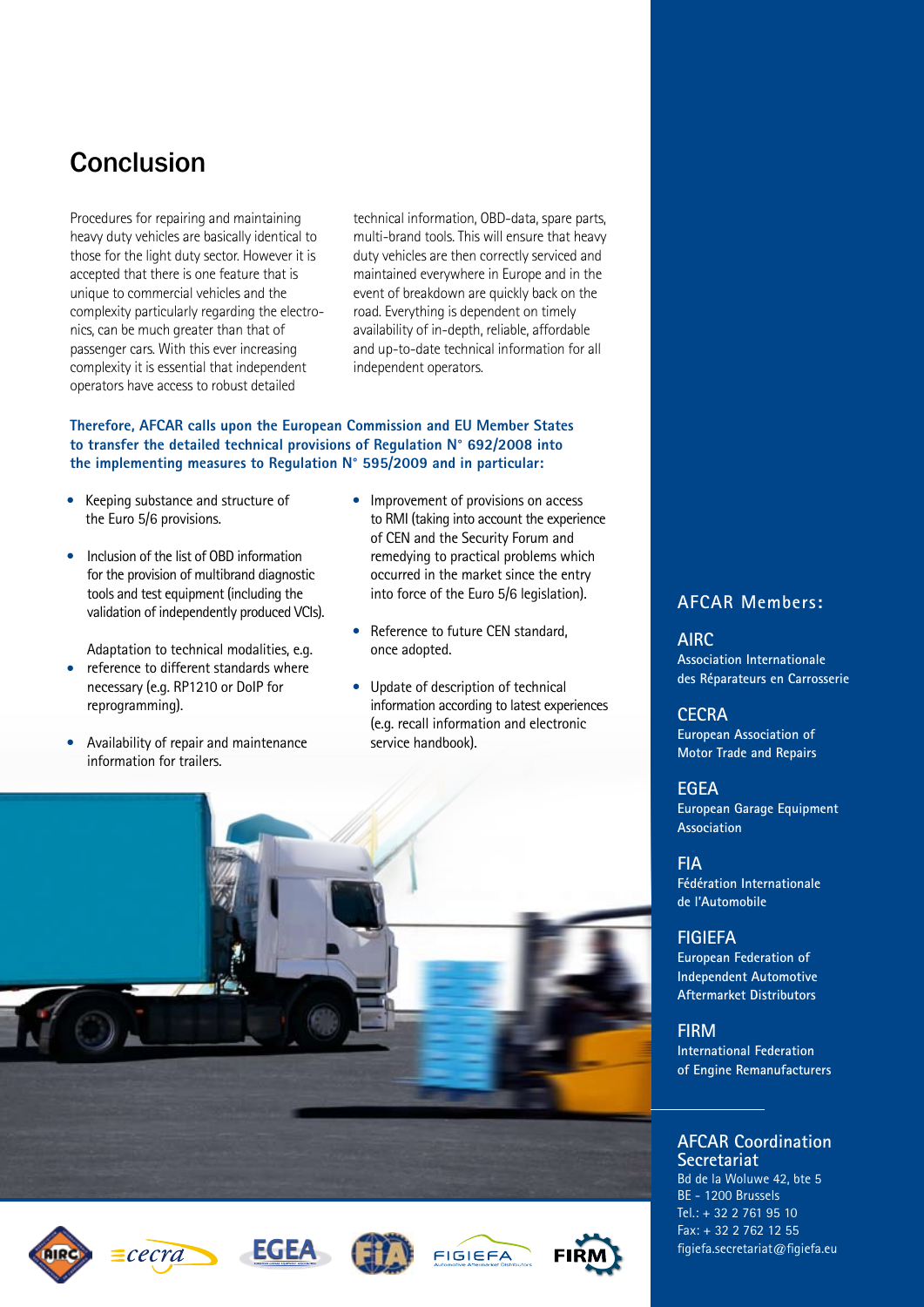# Conclusion

Procedures for repairing and maintaining heavy duty vehicles are basically identical to those for the light duty sector. However it is accepted that there is one feature that is unique to commercial vehicles and the complexity particularly regarding the electronics, can be much greater than that of passenger cars. With this ever increasing complexity it is essential that independent operators have access to robust detailed technical information, OBD-data, spare parts, multi-brand tools. This will ensure that heavy duty vehicles are then correctly serviced and maintained everywhere in Europe and in the event of breakdown are quickly back on the road. Everything is dependent on timely availability of in-depth, reliable, affordable and up-to-date technical information for all independent operators.

**Therefore, AFCAR calls upon the European Commission and EU Member States to transfer the detailed technical provisions of Regulation N° 692/2008 into the implementing measures to Regulation N° 595/2009 and in particular:**

- Keeping substance and structure of the Euro 5/6 provisions.
- Inclusion of the list of OBD information for the provision of multibrand diagnostic tools and test equipment (including the validation of independently produced VCIs).
- Adaptation to technical modalities, e.g. reference to different standards where necessary (e.g. RP1210 or DoIP for reprogramming).
- Availability of repair and maintenance information for trailers.
- Improvement of provisions on access to RMI (taking into account the experience of CEN and the Security Forum and remedying to practical problems which occurred in the market since the entry into force of the Euro 5/6 legislation).
- Reference to future CEN standard, once adopted.
- Update of description of technical information according to latest experiences (e.g. recall information and electronic service handbook).

## AFCAR Members:

**AIRC**
Association Internationale des Réparateurs en Carrosserie

**CECRA**
European Association of Motor Trade and Repairs

**EGEA**
European Garage Equipment Association

**FIA**
Fédération Internationale de l'Automobile

**FIGIEFA**
European Federation of Independent Automotive Aftermarket Distributors

**FIRM**
International Federation of Engine Remanufacturers

## AFCAR Coordination Secretariat

Bd de la Woluwe 42, bte 5
BE - 1200 Brussels
Tel.: + 32 2 761 95 10
Fax: + 32 2 762 12 55
figiefa.secretariat@figiefa.eu